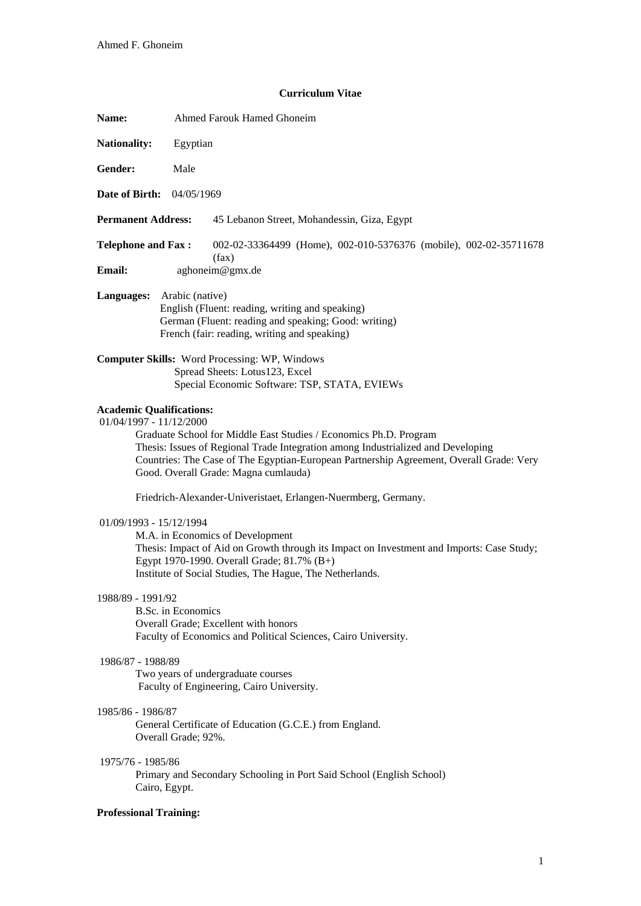# Curriculum Vitae

**Name:** Ahmed Farouk Hamed Ghoneim

**Nationality:** Egyptian

**Gender:** Male

**Date of Birth:** 04/05/1969

**Permanent Address:** 45 Lebanon Street, Mohandessin, Giza, Egypt

**Telephone and Fax :** 002-02-33364499 (Home), 002-010-5376376 (mobile), 002-02-35711678 (fax)

**Email:** aghoneim@gmx.de

**Languages:** Arabic (native)
English (Fluent: reading, writing and speaking)
German (Fluent: reading and speaking; Good: writing)
French (fair: reading, writing and speaking)

**Computer Skills:** Word Processing: WP, Windows
Spread Sheets: Lotus123, Excel
Special Economic Software: TSP, STATA, EVIEWs

**Academic Qualifications:**

01/04/1997 - 11/12/2000

Graduate School for Middle East Studies / Economics Ph.D. Program
Thesis: Issues of Regional Trade Integration among Industrialized and Developing Countries: The Case of The Egyptian-European Partnership Agreement, Overall Grade: Very Good. Overall Grade: Magna cumlauda)

Friedrich-Alexander-Univeristaet, Erlangen-Nuermberg, Germany.

01/09/1993 - 15/12/1994

M.A. in Economics of Development
Thesis: Impact of Aid on Growth through its Impact on Investment and Imports: Case Study; Egypt 1970-1990. Overall Grade; 81.7% (B+)
Institute of Social Studies, The Hague, The Netherlands.

1988/89 - 1991/92

B.Sc. in Economics
Overall Grade; Excellent with honors
Faculty of Economics and Political Sciences, Cairo University.

1986/87 - 1988/89

Two years of undergraduate courses
Faculty of Engineering, Cairo University.

1985/86 - 1986/87

General Certificate of Education (G.C.E.) from England.
Overall Grade; 92%.

1975/76 - 1985/86

Primary and Secondary Schooling in Port Said School (English School)
Cairo, Egypt.

**Professional Training:**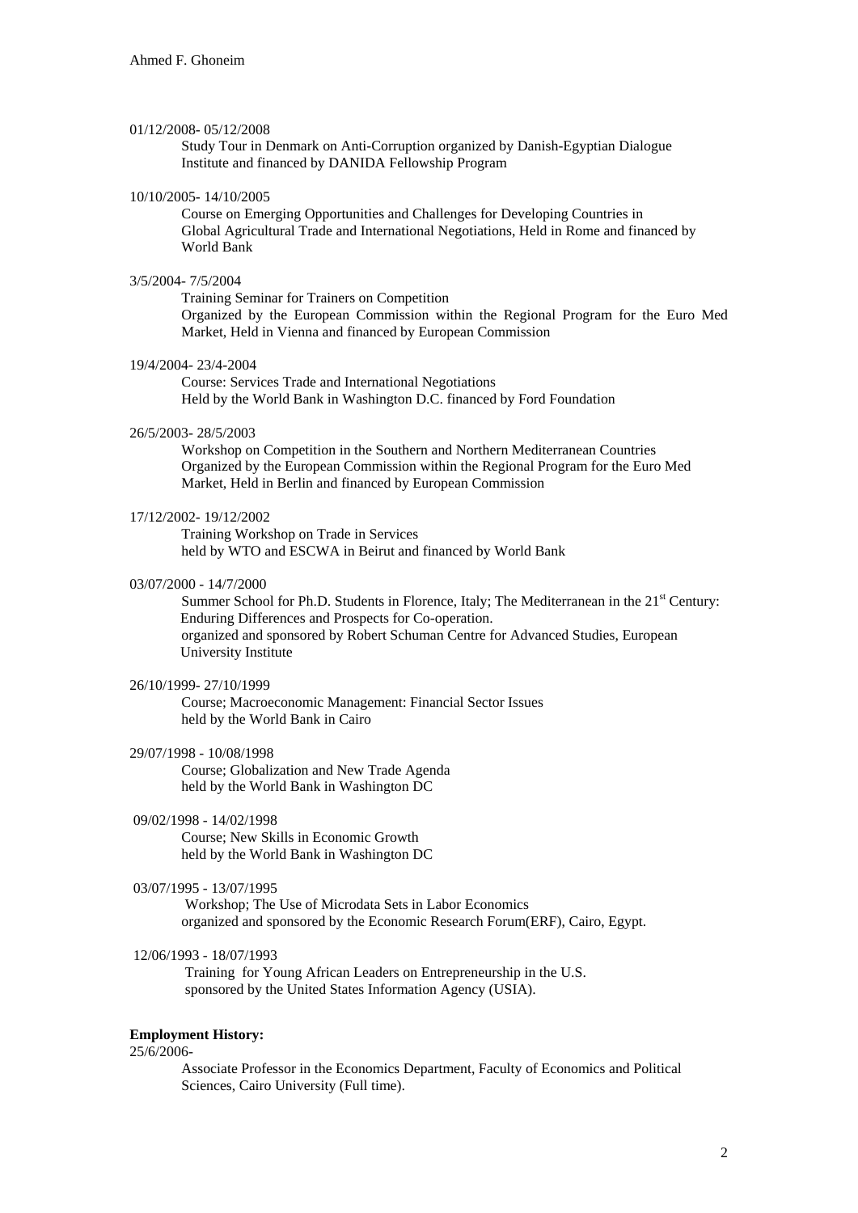01/12/2008- 05/12/2008

Study Tour in Denmark on Anti-Corruption organized by Danish-Egyptian Dialogue Institute and financed by DANIDA Fellowship Program

10/10/2005- 14/10/2005

Course on Emerging Opportunities and Challenges for Developing Countries in Global Agricultural Trade and International Negotiations, Held in Rome and financed by World Bank

3/5/2004- 7/5/2004

Training Seminar for Trainers on Competition
Organized by the European Commission within the Regional Program for the Euro Med Market, Held in Vienna and financed by European Commission

19/4/2004- 23/4-2004

Course: Services Trade and International Negotiations
Held by the World Bank in Washington D.C. financed by Ford Foundation

26/5/2003- 28/5/2003

Workshop on Competition in the Southern and Northern Mediterranean Countries
Organized by the European Commission within the Regional Program for the Euro Med Market, Held in Berlin and financed by European Commission

17/12/2002- 19/12/2002

Training Workshop on Trade in Services
held by WTO and ESCWA in Beirut and financed by World Bank

03/07/2000 - 14/7/2000

Summer School for Ph.D. Students in Florence, Italy; The Mediterranean in the 21st Century: Enduring Differences and Prospects for Co-operation.
organized and sponsored by Robert Schuman Centre for Advanced Studies, European University Institute

26/10/1999- 27/10/1999

Course; Macroeconomic Management: Financial Sector Issues
held by the World Bank in Cairo

29/07/1998 - 10/08/1998

Course; Globalization and New Trade Agenda
held by the World Bank in Washington DC

09/02/1998 - 14/02/1998

Course; New Skills in Economic Growth
held by the World Bank in Washington DC

03/07/1995 - 13/07/1995

Workshop; The Use of Microdata Sets in Labor Economics
organized and sponsored by the Economic Research Forum(ERF), Cairo, Egypt.

12/06/1993 - 18/07/1993

Training for Young African Leaders on Entrepreneurship in the U.S.
sponsored by the United States Information Agency (USIA).

**Employment History:**

25/6/2006-

Associate Professor in the Economics Department, Faculty of Economics and Political Sciences, Cairo University (Full time).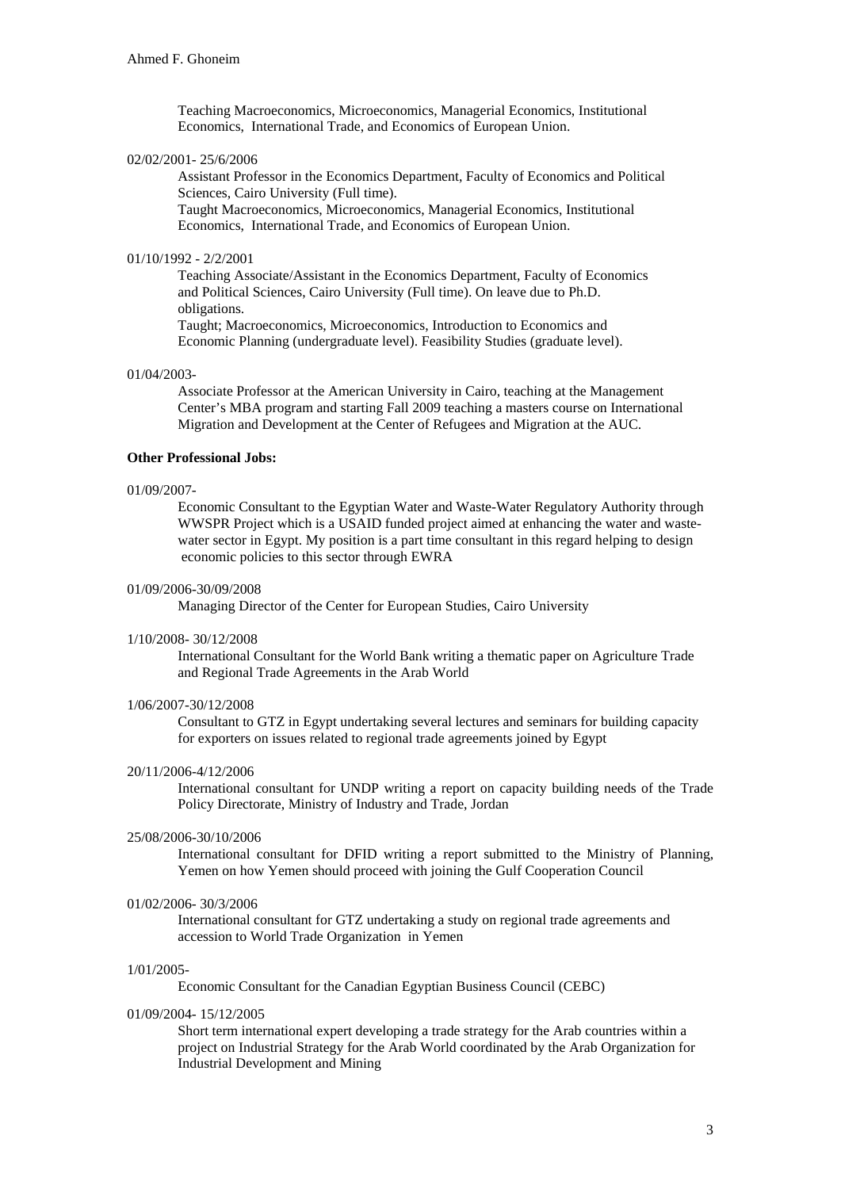Teaching Macroeconomics, Microeconomics, Managerial Economics, Institutional Economics, International Trade, and Economics of European Union.

02/02/2001- 25/6/2006

Assistant Professor in the Economics Department, Faculty of Economics and Political Sciences, Cairo University (Full time).
Taught Macroeconomics, Microeconomics, Managerial Economics, Institutional Economics, International Trade, and Economics of European Union.

01/10/1992 - 2/2/2001

Teaching Associate/Assistant in the Economics Department, Faculty of Economics and Political Sciences, Cairo University (Full time). On leave due to Ph.D. obligations.
Taught; Macroeconomics, Microeconomics, Introduction to Economics and Economic Planning (undergraduate level). Feasibility Studies (graduate level).

01/04/2003-

Associate Professor at the American University in Cairo, teaching at the Management Center's MBA program and starting Fall 2009 teaching a masters course on International Migration and Development at the Center of Refugees and Migration at the AUC.

**Other Professional Jobs:**

01/09/2007-

Economic Consultant to the Egyptian Water and Waste-Water Regulatory Authority through WWSPR Project which is a USAID funded project aimed at enhancing the water and waste-water sector in Egypt. My position is a part time consultant in this regard helping to design economic policies to this sector through EWRA

01/09/2006-30/09/2008

Managing Director of the Center for European Studies, Cairo University

1/10/2008- 30/12/2008

International Consultant for the World Bank writing a thematic paper on Agriculture Trade and Regional Trade Agreements in the Arab World

1/06/2007-30/12/2008

Consultant to GTZ in Egypt undertaking several lectures and seminars for building capacity for exporters on issues related to regional trade agreements joined by Egypt

20/11/2006-4/12/2006

International consultant for UNDP writing a report on capacity building needs of the Trade Policy Directorate, Ministry of Industry and Trade, Jordan

25/08/2006-30/10/2006

International consultant for DFID writing a report submitted to the Ministry of Planning, Yemen on how Yemen should proceed with joining the Gulf Cooperation Council

01/02/2006- 30/3/2006

International consultant for GTZ undertaking a study on regional trade agreements and accession to World Trade Organization in Yemen

1/01/2005-

Economic Consultant for the Canadian Egyptian Business Council (CEBC)

01/09/2004- 15/12/2005

Short term international expert developing a trade strategy for the Arab countries within a project on Industrial Strategy for the Arab World coordinated by the Arab Organization for Industrial Development and Mining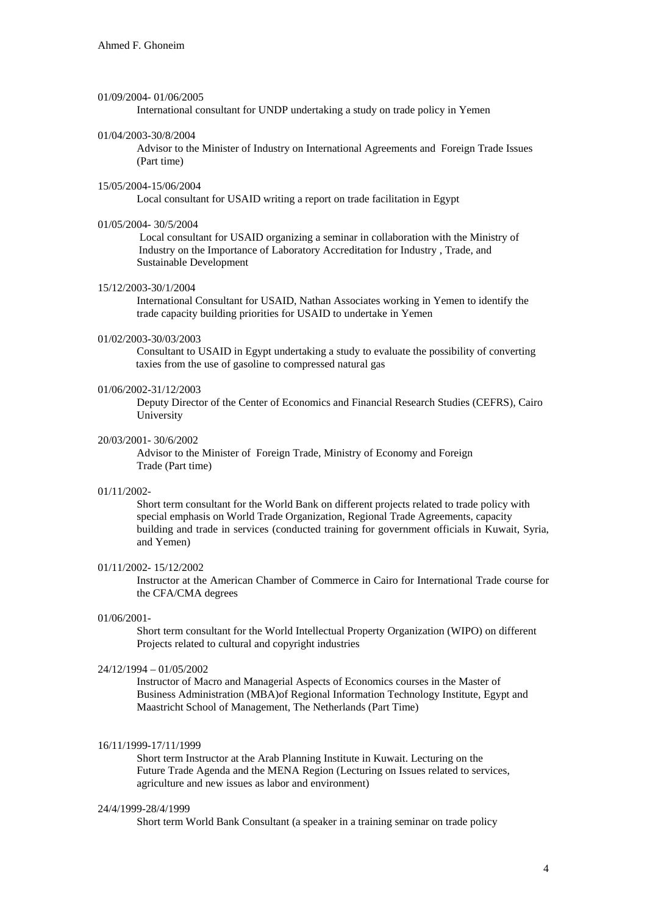01/09/2004- 01/06/2005

International consultant for UNDP undertaking a study on trade policy in Yemen

01/04/2003-30/8/2004

Advisor to the Minister of Industry on International Agreements and Foreign Trade Issues (Part time)

15/05/2004-15/06/2004

Local consultant for USAID writing a report on trade facilitation in Egypt

01/05/2004- 30/5/2004

Local consultant for USAID organizing a seminar in collaboration with the Ministry of Industry on the Importance of Laboratory Accreditation for Industry , Trade, and Sustainable Development

15/12/2003-30/1/2004

International Consultant for USAID, Nathan Associates working in Yemen to identify the trade capacity building priorities for USAID to undertake in Yemen

01/02/2003-30/03/2003

Consultant to USAID in Egypt undertaking a study to evaluate the possibility of converting taxies from the use of gasoline to compressed natural gas

01/06/2002-31/12/2003

Deputy Director of the Center of Economics and Financial Research Studies (CEFRS), Cairo University

20/03/2001- 30/6/2002

Advisor to the Minister of Foreign Trade, Ministry of Economy and Foreign Trade (Part time)

01/11/2002-

Short term consultant for the World Bank on different projects related to trade policy with special emphasis on World Trade Organization, Regional Trade Agreements, capacity building and trade in services (conducted training for government officials in Kuwait, Syria, and Yemen)

01/11/2002- 15/12/2002

Instructor at the American Chamber of Commerce in Cairo for International Trade course for the CFA/CMA degrees

01/06/2001-

Short term consultant for the World Intellectual Property Organization (WIPO) on different Projects related to cultural and copyright industries

24/12/1994 – 01/05/2002

Instructor of Macro and Managerial Aspects of Economics courses in the Master of Business Administration (MBA)of Regional Information Technology Institute, Egypt and Maastricht School of Management, The Netherlands (Part Time)

16/11/1999-17/11/1999

Short term Instructor at the Arab Planning Institute in Kuwait. Lecturing on the Future Trade Agenda and the MENA Region (Lecturing on Issues related to services, agriculture and new issues as labor and environment)

24/4/1999-28/4/1999

Short term World Bank Consultant (a speaker in a training seminar on trade policy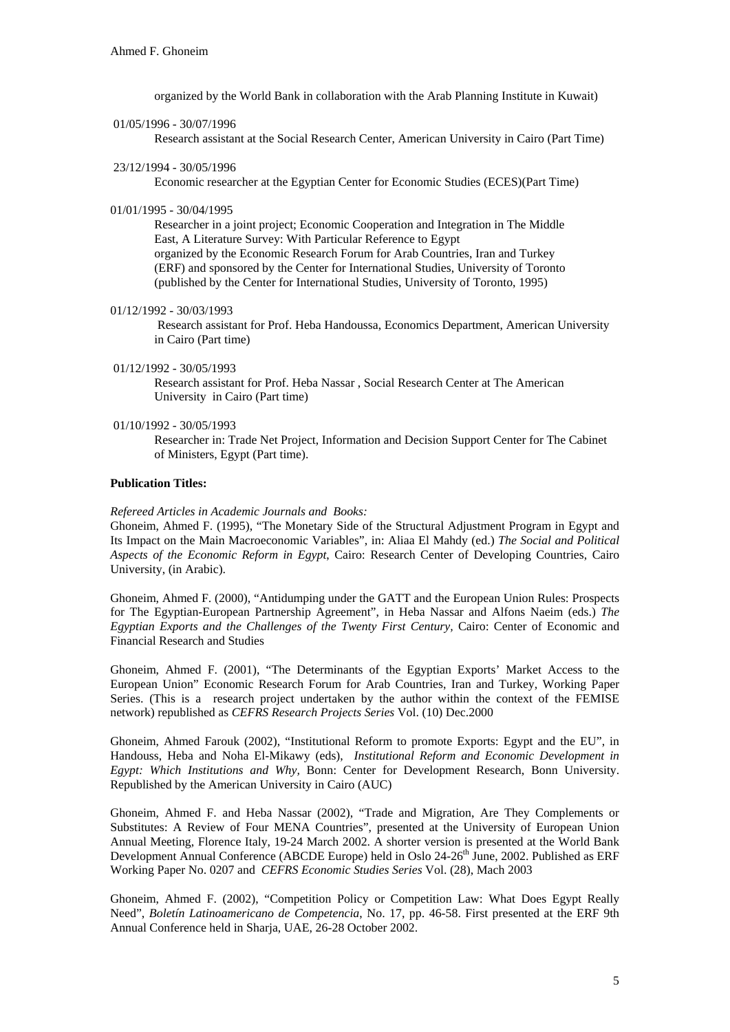organized by the World Bank in collaboration with the Arab Planning Institute in Kuwait)

01/05/1996 - 30/07/1996
Research assistant at the Social Research Center, American University in Cairo (Part Time)

23/12/1994 - 30/05/1996
Economic researcher at the Egyptian Center for Economic Studies (ECES)(Part Time)

01/01/1995 - 30/04/1995
Researcher in a joint project; Economic Cooperation and Integration in The Middle East, A Literature Survey: With Particular Reference to Egypt organized by the Economic Research Forum for Arab Countries, Iran and Turkey (ERF) and sponsored by the Center for International Studies, University of Toronto (published by the Center for International Studies, University of Toronto, 1995)

01/12/1992 - 30/03/1993
Research assistant for Prof. Heba Handoussa, Economics Department, American University in Cairo (Part time)

01/12/1992 - 30/05/1993
Research assistant for Prof. Heba Nassar , Social Research Center at The American University in Cairo (Part time)

01/10/1992 - 30/05/1993
Researcher in: Trade Net Project, Information and Decision Support Center for The Cabinet of Ministers, Egypt (Part time).

**Publication Titles:**

*Refereed Articles in Academic Journals and Books:*

Ghoneim, Ahmed F. (1995), "The Monetary Side of the Structural Adjustment Program in Egypt and Its Impact on the Main Macroeconomic Variables", in: Aliaa El Mahdy (ed.) *The Social and Political Aspects of the Economic Reform in Egypt*, Cairo: Research Center of Developing Countries, Cairo University, (in Arabic).

Ghoneim, Ahmed F. (2000), "Antidumping under the GATT and the European Union Rules: Prospects for The Egyptian-European Partnership Agreement", in Heba Nassar and Alfons Naeim (eds.) *The Egyptian Exports and the Challenges of the Twenty First Century,* Cairo: Center of Economic and Financial Research and Studies

Ghoneim, Ahmed F. (2001), "The Determinants of the Egyptian Exports' Market Access to the European Union" Economic Research Forum for Arab Countries, Iran and Turkey, Working Paper Series. (This is a research project undertaken by the author within the context of the FEMISE network) republished as *CEFRS Research Projects Series* Vol. (10) Dec.2000

Ghoneim, Ahmed Farouk (2002), "Institutional Reform to promote Exports: Egypt and the EU", in Handouss, Heba and Noha El-Mikawy (eds), *Institutional Reform and Economic Development in Egypt: Which Institutions and Why,* Bonn: Center for Development Research, Bonn University. Republished by the American University in Cairo (AUC)

Ghoneim, Ahmed F. and Heba Nassar (2002), "Trade and Migration, Are They Complements or Substitutes: A Review of Four MENA Countries", presented at the University of European Union Annual Meeting, Florence Italy, 19-24 March 2002. A shorter version is presented at the World Bank Development Annual Conference (ABCDE Europe) held in Oslo 24-26th June, 2002. Published as ERF Working Paper No. 0207 and *CEFRS Economic Studies Series* Vol. (28), Mach 2003

Ghoneim, Ahmed F. (2002), "Competition Policy or Competition Law: What Does Egypt Really Need", *Boletín Latinoamericano de Competencia*, No. 17, pp. 46-58. First presented at the ERF 9th Annual Conference held in Sharja, UAE, 26-28 October 2002.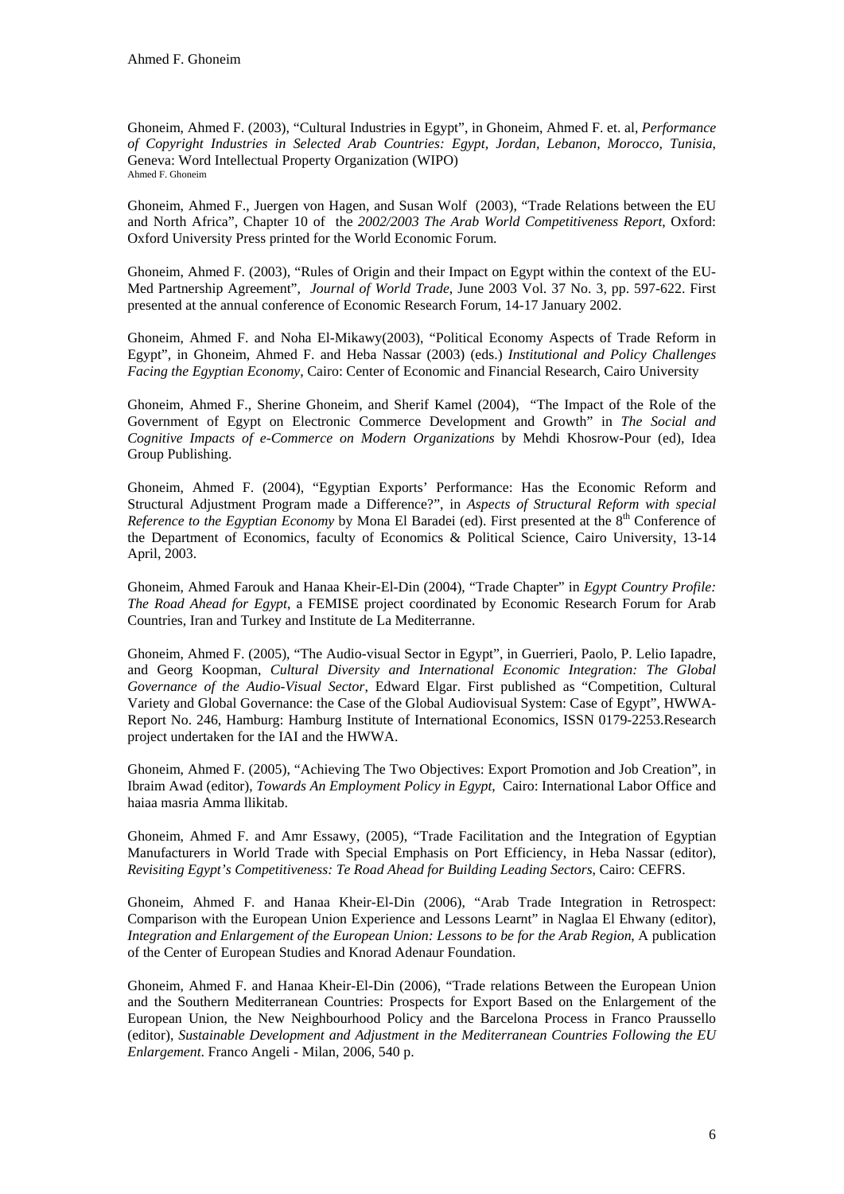Ghoneim, Ahmed F. (2003), "Cultural Industries in Egypt", in Ghoneim, Ahmed F. et. al, *Performance of Copyright Industries in Selected Arab Countries: Egypt, Jordan, Lebanon, Morocco, Tunisia*, Geneva: Word Intellectual Property Organization (WIPO)

Ghoneim, Ahmed F., Juergen von Hagen, and Susan Wolf (2003), "Trade Relations between the EU and North Africa", Chapter 10 of the *2002/2003 The Arab World Competitiveness Report*, Oxford: Oxford University Press printed for the World Economic Forum.

Ghoneim, Ahmed F. (2003), "Rules of Origin and their Impact on Egypt within the context of the EU-Med Partnership Agreement", *Journal of World Trade*, June 2003 Vol. 37 No. 3, pp. 597-622. First presented at the annual conference of Economic Research Forum, 14-17 January 2002.

Ghoneim, Ahmed F. and Noha El-Mikawy(2003), "Political Economy Aspects of Trade Reform in Egypt", in Ghoneim, Ahmed F. and Heba Nassar (2003) (eds.) *Institutional and Policy Challenges Facing the Egyptian Economy*, Cairo: Center of Economic and Financial Research, Cairo University

Ghoneim, Ahmed F., Sherine Ghoneim, and Sherif Kamel (2004), "The Impact of the Role of the Government of Egypt on Electronic Commerce Development and Growth" in *The Social and Cognitive Impacts of e-Commerce on Modern Organizations* by Mehdi Khosrow-Pour (ed), Idea Group Publishing.

Ghoneim, Ahmed F. (2004), "Egyptian Exports' Performance: Has the Economic Reform and Structural Adjustment Program made a Difference?", in *Aspects of Structural Reform with special Reference to the Egyptian Economy* by Mona El Baradei (ed). First presented at the 8th Conference of the Department of Economics, faculty of Economics & Political Science, Cairo University, 13-14 April, 2003.

Ghoneim, Ahmed Farouk and Hanaa Kheir-El-Din (2004), "Trade Chapter" in *Egypt Country Profile: The Road Ahead for Egypt*, a FEMISE project coordinated by Economic Research Forum for Arab Countries, Iran and Turkey and Institute de La Mediterranne.

Ghoneim, Ahmed F. (2005), "The Audio-visual Sector in Egypt", in Guerrieri, Paolo, P. Lelio Iapadre, and Georg Koopman, *Cultural Diversity and International Economic Integration: The Global Governance of the Audio-Visual Sector*, Edward Elgar. First published as "Competition, Cultural Variety and Global Governance: the Case of the Global Audiovisual System: Case of Egypt", HWWA-Report No. 246, Hamburg: Hamburg Institute of International Economics, ISSN 0179-2253.Research project undertaken for the IAI and the HWWA.

Ghoneim, Ahmed F. (2005), "Achieving The Two Objectives: Export Promotion and Job Creation", in Ibraim Awad (editor), *Towards An Employment Policy in Egypt*, Cairo: International Labor Office and haiaa masria Amma llikitab.

Ghoneim, Ahmed F. and Amr Essawy, (2005), "Trade Facilitation and the Integration of Egyptian Manufacturers in World Trade with Special Emphasis on Port Efficiency, in Heba Nassar (editor), *Revisiting Egypt's Competitiveness: Te Road Ahead for Building Leading Sectors*, Cairo: CEFRS.

Ghoneim, Ahmed F. and Hanaa Kheir-El-Din (2006), "Arab Trade Integration in Retrospect: Comparison with the European Union Experience and Lessons Learnt" in Naglaa El Ehwany (editor), *Integration and Enlargement of the European Union: Lessons to be for the Arab Region*, A publication of the Center of European Studies and Knorad Adenaur Foundation.

Ghoneim, Ahmed F. and Hanaa Kheir-El-Din (2006), "Trade relations Between the European Union and the Southern Mediterranean Countries: Prospects for Export Based on the Enlargement of the European Union, the New Neighbourhood Policy and the Barcelona Process in Franco Praussello (editor), *Sustainable Development and Adjustment in the Mediterranean Countries Following the EU Enlargement*. Franco Angeli - Milan, 2006, 540 p.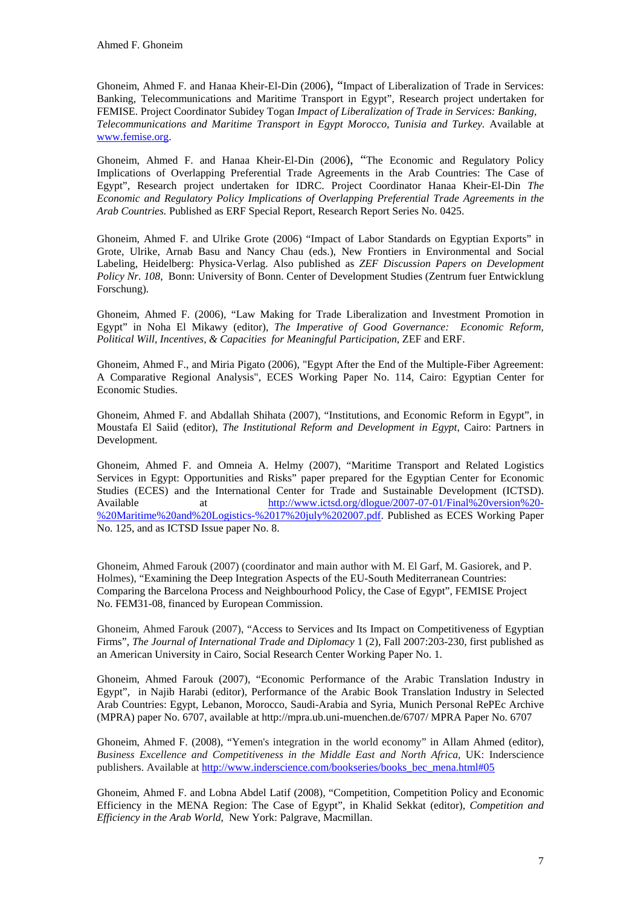Ghoneim, Ahmed F. and Hanaa Kheir-El-Din (2006), "Impact of Liberalization of Trade in Services: Banking, Telecommunications and Maritime Transport in Egypt", Research project undertaken for FEMISE. Project Coordinator Subidey Togan *Impact of Liberalization of Trade in Services: Banking, Telecommunications and Maritime Transport in Egypt Morocco, Tunisia and Turkey.* Available at www.femise.org.

Ghoneim, Ahmed F. and Hanaa Kheir-El-Din (2006), "The Economic and Regulatory Policy Implications of Overlapping Preferential Trade Agreements in the Arab Countries: The Case of Egypt", Research project undertaken for IDRC. Project Coordinator Hanaa Kheir-El-Din *The Economic and Regulatory Policy Implications of Overlapping Preferential Trade Agreements in the Arab Countries.* Published as ERF Special Report, Research Report Series No. 0425.

Ghoneim, Ahmed F. and Ulrike Grote (2006) "Impact of Labor Standards on Egyptian Exports" in Grote, Ulrike, Arnab Basu and Nancy Chau (eds.), New Frontiers in Environmental and Social Labeling, Heidelberg: Physica-Verlag. Also published as *ZEF Discussion Papers on Development Policy Nr. 108*, Bonn: University of Bonn. Center of Development Studies (Zentrum fuer Entwicklung Forschung).

Ghoneim, Ahmed F. (2006), "Law Making for Trade Liberalization and Investment Promotion in Egypt" in Noha El Mikawy (editor), *The Imperative of Good Governance: Economic Reform, Political Will, Incentives, & Capacities for Meaningful Participation*, ZEF and ERF.

Ghoneim, Ahmed F., and Miria Pigato (2006), "Egypt After the End of the Multiple-Fiber Agreement: A Comparative Regional Analysis", ECES Working Paper No. 114, Cairo: Egyptian Center for Economic Studies.

Ghoneim, Ahmed F. and Abdallah Shihata (2007), "Institutions, and Economic Reform in Egypt", in Moustafa El Saiid (editor), *The Institutional Reform and Development in Egypt*, Cairo: Partners in Development.

Ghoneim, Ahmed F. and Omneia A. Helmy (2007), "Maritime Transport and Related Logistics Services in Egypt: Opportunities and Risks" paper prepared for the Egyptian Center for Economic Studies (ECES) and the International Center for Trade and Sustainable Development (ICTSD). Available at http://www.ictsd.org/dlogue/2007-07-01/Final%20version%20-%20Maritime%20and%20Logistics-%2017%20july%202007.pdf. Published as ECES Working Paper No. 125, and as ICTSD Issue paper No. 8.

Ghoneim, Ahmed Farouk (2007) (coordinator and main author with M. El Garf, M. Gasiorek, and P. Holmes), "Examining the Deep Integration Aspects of the EU-South Mediterranean Countries: Comparing the Barcelona Process and Neighbourhood Policy, the Case of Egypt", FEMISE Project No. FEM31-08, financed by European Commission.

Ghoneim, Ahmed Farouk (2007), "Access to Services and Its Impact on Competitiveness of Egyptian Firms", *The Journal of International Trade and Diplomacy* 1 (2), Fall 2007:203-230, first published as an American University in Cairo, Social Research Center Working Paper No. 1.

Ghoneim, Ahmed Farouk (2007), "Economic Performance of the Arabic Translation Industry in Egypt", in Najib Harabi (editor), Performance of the Arabic Book Translation Industry in Selected Arab Countries: Egypt, Lebanon, Morocco, Saudi-Arabia and Syria, Munich Personal RePEc Archive (MPRA) paper No. 6707, available at http://mpra.ub.uni-muenchen.de/6707/ MPRA Paper No. 6707

Ghoneim, Ahmed F. (2008), "Yemen's integration in the world economy" in Allam Ahmed (editor), *Business Excellence and Competitiveness in the Middle East and North Africa*, UK: Inderscience publishers. Available at http://www.inderscience.com/bookseries/books_bec_mena.html#05

Ghoneim, Ahmed F. and Lobna Abdel Latif (2008), "Competition, Competition Policy and Economic Efficiency in the MENA Region: The Case of Egypt", in Khalid Sekkat (editor), *Competition and Efficiency in the Arab World*, New York: Palgrave, Macmillan.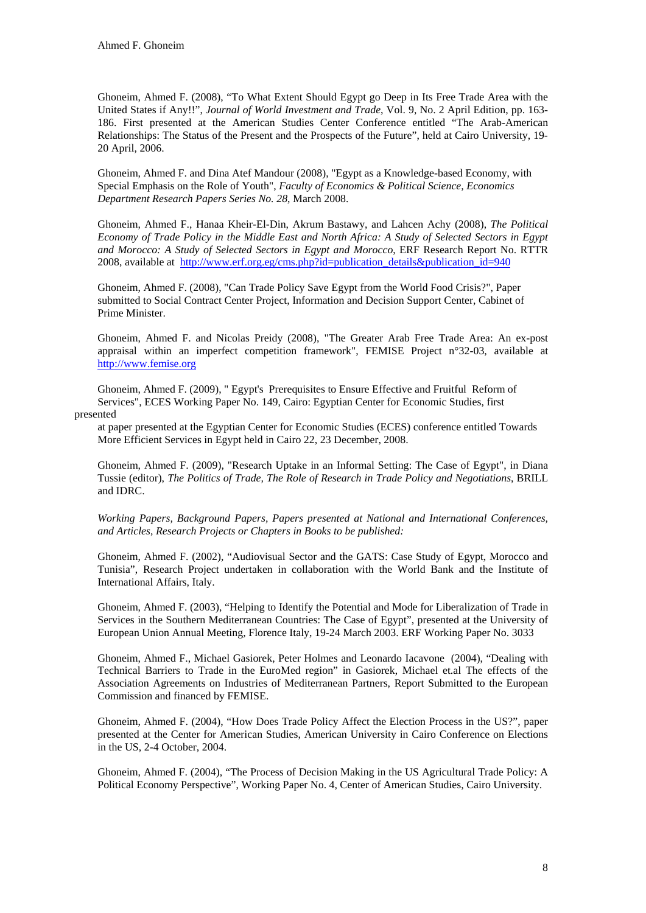Ghoneim, Ahmed F. (2008), "To What Extent Should Egypt go Deep in Its Free Trade Area with the United States if Any!!", *Journal of World Investment and Trade*, Vol. 9, No. 2 April Edition, pp. 163-186. First presented at the American Studies Center Conference entitled "The Arab-American Relationships: The Status of the Present and the Prospects of the Future", held at Cairo University, 19-20 April, 2006.

Ghoneim, Ahmed F. and Dina Atef Mandour (2008), "Egypt as a Knowledge-based Economy, with Special Emphasis on the Role of Youth", *Faculty of Economics & Political Science, Economics Department Research Papers Series No. 28*, March 2008.

Ghoneim, Ahmed F., Hanaa Kheir-El-Din, Akrum Bastawy, and Lahcen Achy (2008), *The Political Economy of Trade Policy in the Middle East and North Africa: A Study of Selected Sectors in Egypt and Morocco: A Study of Selected Sectors in Egypt and Morocco*, ERF Research Report No. RTTR 2008, available at http://www.erf.org.eg/cms.php?id=publication_details&publication_id=940

Ghoneim, Ahmed F. (2008), "Can Trade Policy Save Egypt from the World Food Crisis?", Paper submitted to Social Contract Center Project, Information and Decision Support Center, Cabinet of Prime Minister.

Ghoneim, Ahmed F. and Nicolas Preidy (2008), "The Greater Arab Free Trade Area: An ex-post appraisal within an imperfect competition framework", FEMISE Project n°32-03, available at http://www.femise.org

Ghoneim, Ahmed F. (2009), " Egypt's Prerequisites to Ensure Effective and Fruitful Reform of Services", ECES Working Paper No. 149, Cairo: Egyptian Center for Economic Studies, first presented at paper presented at the Egyptian Center for Economic Studies (ECES) conference entitled Towards More Efficient Services in Egypt held in Cairo 22, 23 December, 2008.

Ghoneim, Ahmed F. (2009), "Research Uptake in an Informal Setting: The Case of Egypt", in Diana Tussie (editor), *The Politics of Trade, The Role of Research in Trade Policy and Negotiations*, BRILL and IDRC.

*Working Papers, Background Papers, Papers presented at National and International Conferences, and Articles, Research Projects or Chapters in Books to be published:*

Ghoneim, Ahmed F. (2002), "Audiovisual Sector and the GATS: Case Study of Egypt, Morocco and Tunisia", Research Project undertaken in collaboration with the World Bank and the Institute of International Affairs, Italy.

Ghoneim, Ahmed F. (2003), "Helping to Identify the Potential and Mode for Liberalization of Trade in Services in the Southern Mediterranean Countries: The Case of Egypt", presented at the University of European Union Annual Meeting, Florence Italy, 19-24 March 2003. ERF Working Paper No. 3033

Ghoneim, Ahmed F., Michael Gasiorek, Peter Holmes and Leonardo Iacavone (2004), "Dealing with Technical Barriers to Trade in the EuroMed region" in Gasiorek, Michael et.al The effects of the Association Agreements on Industries of Mediterranean Partners, Report Submitted to the European Commission and financed by FEMISE.

Ghoneim, Ahmed F. (2004), "How Does Trade Policy Affect the Election Process in the US?", paper presented at the Center for American Studies, American University in Cairo Conference on Elections in the US, 2-4 October, 2004.

Ghoneim, Ahmed F. (2004), "The Process of Decision Making in the US Agricultural Trade Policy: A Political Economy Perspective", Working Paper No. 4, Center of American Studies, Cairo University.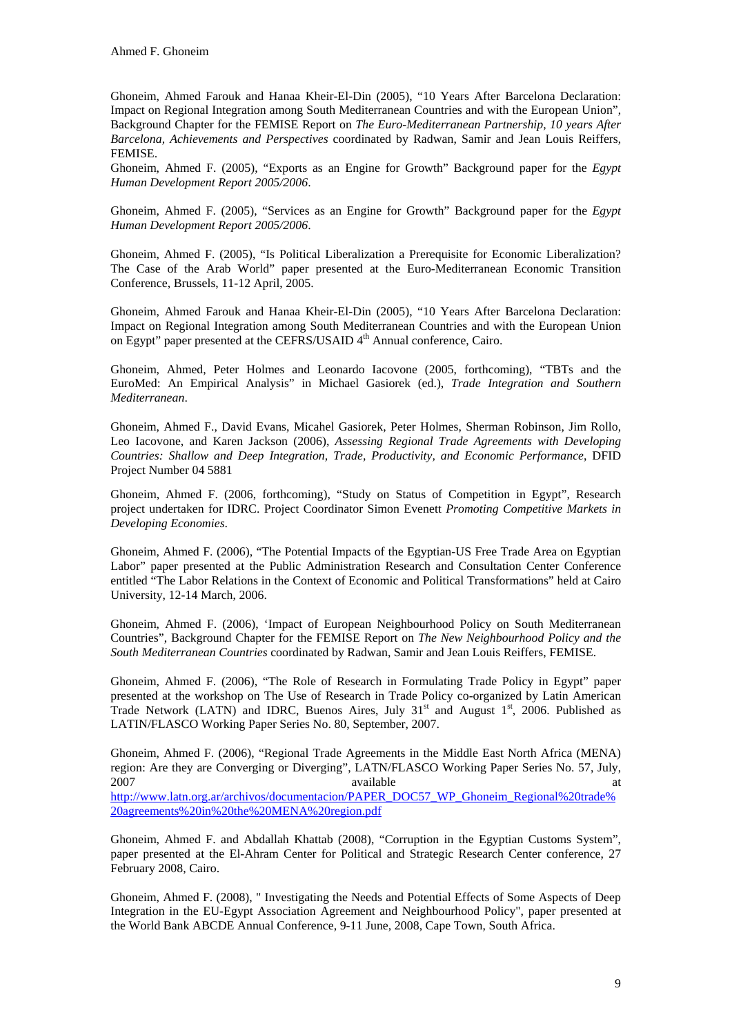Ghoneim, Ahmed Farouk and Hanaa Kheir-El-Din (2005), "10 Years After Barcelona Declaration: Impact on Regional Integration among South Mediterranean Countries and with the European Union", Background Chapter for the FEMISE Report on *The Euro-Mediterranean Partnership, 10 years After Barcelona, Achievements and Perspectives* coordinated by Radwan, Samir and Jean Louis Reiffers, FEMISE.

Ghoneim, Ahmed F. (2005), "Exports as an Engine for Growth" Background paper for the *Egypt Human Development Report 2005/2006*.

Ghoneim, Ahmed F. (2005), "Services as an Engine for Growth" Background paper for the *Egypt Human Development Report 2005/2006*.

Ghoneim, Ahmed F. (2005), "Is Political Liberalization a Prerequisite for Economic Liberalization? The Case of the Arab World" paper presented at the Euro-Mediterranean Economic Transition Conference, Brussels, 11-12 April, 2005.

Ghoneim, Ahmed Farouk and Hanaa Kheir-El-Din (2005), "10 Years After Barcelona Declaration: Impact on Regional Integration among South Mediterranean Countries and with the European Union on Egypt" paper presented at the CEFRS/USAID 4th Annual conference, Cairo.

Ghoneim, Ahmed, Peter Holmes and Leonardo Iacovone (2005, forthcoming), "TBTs and the EuroMed: An Empirical Analysis" in Michael Gasiorek (ed.), *Trade Integration and Southern Mediterranean*.

Ghoneim, Ahmed F., David Evans, Micahel Gasiorek, Peter Holmes, Sherman Robinson, Jim Rollo, Leo Iacovone, and Karen Jackson (2006), *Assessing Regional Trade Agreements with Developing Countries: Shallow and Deep Integration, Trade, Productivity, and Economic Performance*, DFID Project Number 04 5881

Ghoneim, Ahmed F. (2006, forthcoming), "Study on Status of Competition in Egypt", Research project undertaken for IDRC. Project Coordinator Simon Evenett *Promoting Competitive Markets in Developing Economies.*

Ghoneim, Ahmed F. (2006), "The Potential Impacts of the Egyptian-US Free Trade Area on Egyptian Labor" paper presented at the Public Administration Research and Consultation Center Conference entitled "The Labor Relations in the Context of Economic and Political Transformations" held at Cairo University, 12-14 March, 2006.

Ghoneim, Ahmed F. (2006), 'Impact of European Neighbourhood Policy on South Mediterranean Countries", Background Chapter for the FEMISE Report on *The New Neighbourhood Policy and the South Mediterranean Countries* coordinated by Radwan, Samir and Jean Louis Reiffers, FEMISE.

Ghoneim, Ahmed F. (2006), "The Role of Research in Formulating Trade Policy in Egypt" paper presented at the workshop on The Use of Research in Trade Policy co-organized by Latin American Trade Network (LATN) and IDRC, Buenos Aires, July 31st and August 1st, 2006. Published as LATIN/FLASCO Working Paper Series No. 80, September, 2007.

Ghoneim, Ahmed F. (2006), "Regional Trade Agreements in the Middle East North Africa (MENA) region: Are they are Converging or Diverging", LATN/FLASCO Working Paper Series No. 57, July, 2007 available at http://www.latn.org.ar/archivos/documentacion/PAPER_DOC57_WP_Ghoneim_Regional%20trade%20agreements%20in%20the%20MENA%20region.pdf

Ghoneim, Ahmed F. and Abdallah Khattab (2008), "Corruption in the Egyptian Customs System", paper presented at the El-Ahram Center for Political and Strategic Research Center conference, 27 February 2008, Cairo.

Ghoneim, Ahmed F. (2008), " Investigating the Needs and Potential Effects of Some Aspects of Deep Integration in the EU-Egypt Association Agreement and Neighbourhood Policy", paper presented at the World Bank ABCDE Annual Conference, 9-11 June, 2008, Cape Town, South Africa.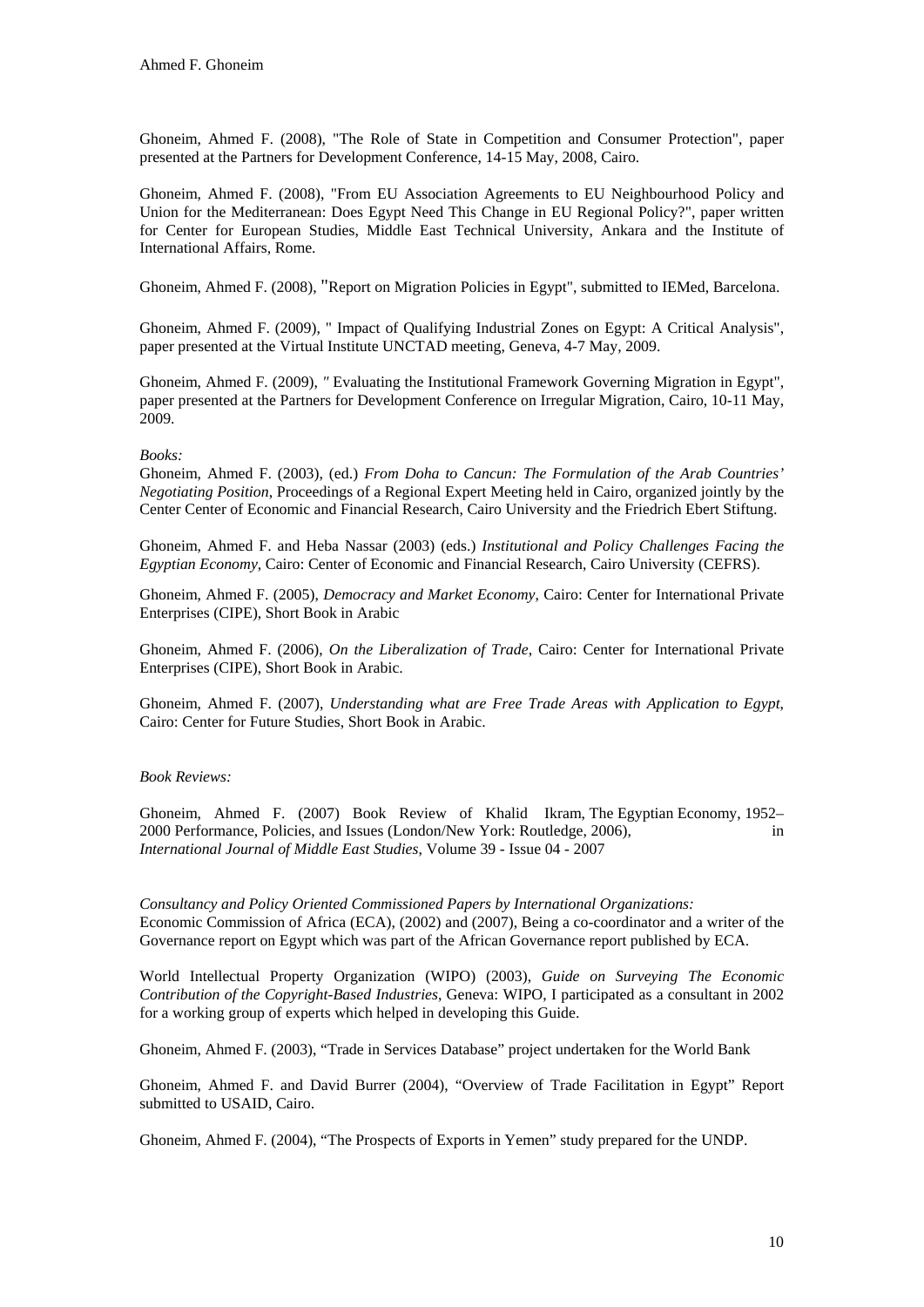Ghoneim, Ahmed F. (2008), "The Role of State in Competition and Consumer Protection", paper presented at the Partners for Development Conference, 14-15 May, 2008, Cairo.

Ghoneim, Ahmed F. (2008), "From EU Association Agreements to EU Neighbourhood Policy and Union for the Mediterranean: Does Egypt Need This Change in EU Regional Policy?", paper written for Center for European Studies, Middle East Technical University, Ankara and the Institute of International Affairs, Rome.

Ghoneim, Ahmed F. (2008), "Report on Migration Policies in Egypt", submitted to IEMed, Barcelona.

Ghoneim, Ahmed F. (2009), " Impact of Qualifying Industrial Zones on Egypt: A Critical Analysis", paper presented at the Virtual Institute UNCTAD meeting, Geneva, 4-7 May, 2009.

Ghoneim, Ahmed F. (2009), " Evaluating the Institutional Framework Governing Migration in Egypt", paper presented at the Partners for Development Conference on Irregular Migration, Cairo, 10-11 May, 2009.

*Books:*

Ghoneim, Ahmed F. (2003), (ed.) *From Doha to Cancun: The Formulation of the Arab Countries' Negotiating Position*, Proceedings of a Regional Expert Meeting held in Cairo, organized jointly by the Center Center of Economic and Financial Research, Cairo University and the Friedrich Ebert Stiftung.

Ghoneim, Ahmed F. and Heba Nassar (2003) (eds.) *Institutional and Policy Challenges Facing the Egyptian Economy*, Cairo: Center of Economic and Financial Research, Cairo University (CEFRS).

Ghoneim, Ahmed F. (2005), *Democracy and Market Economy*, Cairo: Center for International Private Enterprises (CIPE), Short Book in Arabic

Ghoneim, Ahmed F. (2006), *On the Liberalization of Trade*, Cairo: Center for International Private Enterprises (CIPE), Short Book in Arabic.

Ghoneim, Ahmed F. (2007), *Understanding what are Free Trade Areas with Application to Egypt*, Cairo: Center for Future Studies, Short Book in Arabic.

*Book Reviews:*

Ghoneim, Ahmed F. (2007) Book Review of Khalid Ikram, The Egyptian Economy, 1952–2000 Performance, Policies, and Issues (London/New York: Routledge, 2006), in *International Journal of Middle East Studies*, Volume 39 - Issue 04 - 2007

*Consultancy and Policy Oriented Commissioned Papers by International Organizations:*

Economic Commission of Africa (ECA), (2002) and (2007), Being a co-coordinator and a writer of the Governance report on Egypt which was part of the African Governance report published by ECA.

World Intellectual Property Organization (WIPO) (2003), *Guide on Surveying The Economic Contribution of the Copyright-Based Industries*, Geneva: WIPO, I participated as a consultant in 2002 for a working group of experts which helped in developing this Guide.

Ghoneim, Ahmed F. (2003), "Trade in Services Database" project undertaken for the World Bank

Ghoneim, Ahmed F. and David Burrer (2004), "Overview of Trade Facilitation in Egypt" Report submitted to USAID, Cairo.

Ghoneim, Ahmed F. (2004), "The Prospects of Exports in Yemen" study prepared for the UNDP.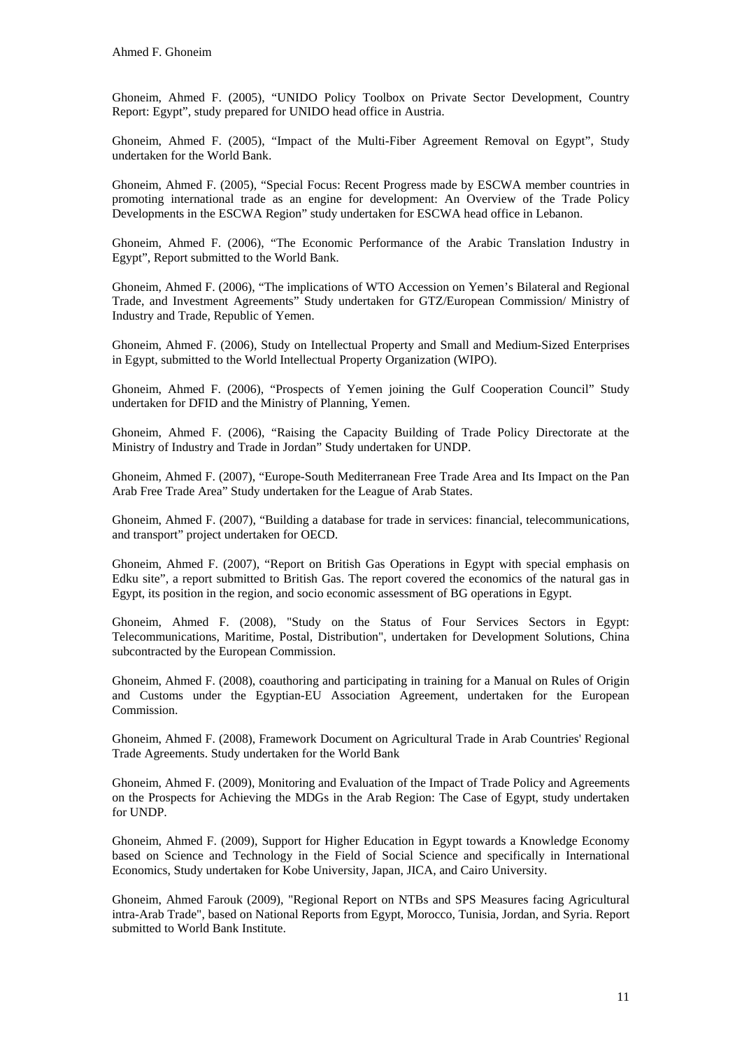Ghoneim, Ahmed F. (2005), “UNIDO Policy Toolbox on Private Sector Development, Country Report: Egypt”, study prepared for UNIDO head office in Austria.

Ghoneim, Ahmed F. (2005), “Impact of the Multi-Fiber Agreement Removal on Egypt”, Study undertaken for the World Bank.

Ghoneim, Ahmed F. (2005), “Special Focus: Recent Progress made by ESCWA member countries in promoting international trade as an engine for development: An Overview of the Trade Policy Developments in the ESCWA Region” study undertaken for ESCWA head office in Lebanon.

Ghoneim, Ahmed F. (2006), “The Economic Performance of the Arabic Translation Industry in Egypt”, Report submitted to the World Bank.

Ghoneim, Ahmed F. (2006), “The implications of WTO Accession on Yemen’s Bilateral and Regional Trade, and Investment Agreements” Study undertaken for GTZ/European Commission/ Ministry of Industry and Trade, Republic of Yemen.

Ghoneim, Ahmed F. (2006), Study on Intellectual Property and Small and Medium-Sized Enterprises in Egypt, submitted to the World Intellectual Property Organization (WIPO).

Ghoneim, Ahmed F. (2006), “Prospects of Yemen joining the Gulf Cooperation Council” Study undertaken for DFID and the Ministry of Planning, Yemen.

Ghoneim, Ahmed F. (2006), “Raising the Capacity Building of Trade Policy Directorate at the Ministry of Industry and Trade in Jordan” Study undertaken for UNDP.

Ghoneim, Ahmed F. (2007), “Europe-South Mediterranean Free Trade Area and Its Impact on the Pan Arab Free Trade Area” Study undertaken for the League of Arab States.

Ghoneim, Ahmed F. (2007), “Building a database for trade in services: financial, telecommunications, and transport” project undertaken for OECD.

Ghoneim, Ahmed F. (2007), “Report on British Gas Operations in Egypt with special emphasis on Edku site”, a report submitted to British Gas. The report covered the economics of the natural gas in Egypt, its position in the region, and socio economic assessment of BG operations in Egypt.

Ghoneim, Ahmed F. (2008), "Study on the Status of Four Services Sectors in Egypt: Telecommunications, Maritime, Postal, Distribution", undertaken for Development Solutions, China subcontracted by the European Commission.

Ghoneim, Ahmed F. (2008), coauthoring and participating in training for a Manual on Rules of Origin and Customs under the Egyptian-EU Association Agreement, undertaken for the European Commission.

Ghoneim, Ahmed F. (2008), Framework Document on Agricultural Trade in Arab Countries' Regional Trade Agreements. Study undertaken for the World Bank

Ghoneim, Ahmed F. (2009), Monitoring and Evaluation of the Impact of Trade Policy and Agreements on the Prospects for Achieving the MDGs in the Arab Region: The Case of Egypt, study undertaken for UNDP.

Ghoneim, Ahmed F. (2009), Support for Higher Education in Egypt towards a Knowledge Economy based on Science and Technology in the Field of Social Science and specifically in International Economics, Study undertaken for Kobe University, Japan, JICA, and Cairo University.

Ghoneim, Ahmed Farouk (2009), "Regional Report on NTBs and SPS Measures facing Agricultural intra-Arab Trade", based on National Reports from Egypt, Morocco, Tunisia, Jordan, and Syria. Report submitted to World Bank Institute.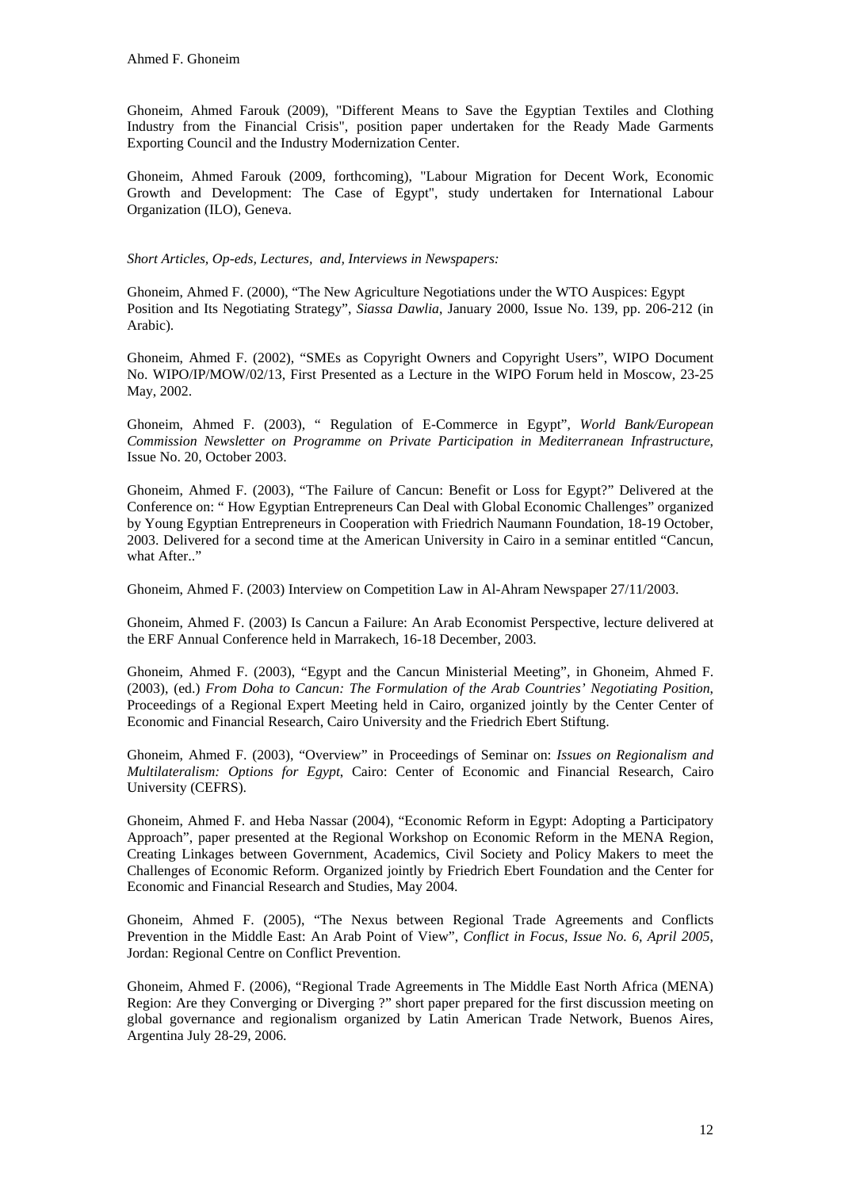Ghoneim, Ahmed Farouk (2009), "Different Means to Save the Egyptian Textiles and Clothing Industry from the Financial Crisis", position paper undertaken for the Ready Made Garments Exporting Council and the Industry Modernization Center.

Ghoneim, Ahmed Farouk (2009, forthcoming), "Labour Migration for Decent Work, Economic Growth and Development: The Case of Egypt", study undertaken for International Labour Organization (ILO), Geneva.

*Short Articles, Op-eds, Lectures, and, Interviews in Newspapers:*

Ghoneim, Ahmed F. (2000), "The New Agriculture Negotiations under the WTO Auspices: Egypt Position and Its Negotiating Strategy", *Siassa Dawlia*, January 2000, Issue No. 139, pp. 206-212 (in Arabic).

Ghoneim, Ahmed F. (2002), "SMEs as Copyright Owners and Copyright Users", WIPO Document No. WIPO/IP/MOW/02/13, First Presented as a Lecture in the WIPO Forum held in Moscow, 23-25 May, 2002.

Ghoneim, Ahmed F. (2003), " Regulation of E-Commerce in Egypt", *World Bank/European Commission Newsletter on Programme on Private Participation in Mediterranean Infrastructure*, Issue No. 20, October 2003.

Ghoneim, Ahmed F. (2003), "The Failure of Cancun: Benefit or Loss for Egypt?" Delivered at the Conference on: " How Egyptian Entrepreneurs Can Deal with Global Economic Challenges" organized by Young Egyptian Entrepreneurs in Cooperation with Friedrich Naumann Foundation, 18-19 October, 2003. Delivered for a second time at the American University in Cairo in a seminar entitled "Cancun, what After.."

Ghoneim, Ahmed F. (2003) Interview on Competition Law in Al-Ahram Newspaper 27/11/2003.

Ghoneim, Ahmed F. (2003) Is Cancun a Failure: An Arab Economist Perspective, lecture delivered at the ERF Annual Conference held in Marrakech, 16-18 December, 2003.

Ghoneim, Ahmed F. (2003), "Egypt and the Cancun Ministerial Meeting", in Ghoneim, Ahmed F. (2003), (ed.) *From Doha to Cancun: The Formulation of the Arab Countries' Negotiating Position*, Proceedings of a Regional Expert Meeting held in Cairo, organized jointly by the Center Center of Economic and Financial Research, Cairo University and the Friedrich Ebert Stiftung.

Ghoneim, Ahmed F. (2003), "Overview" in Proceedings of Seminar on: *Issues on Regionalism and Multilateralism: Options for Egypt*, Cairo: Center of Economic and Financial Research, Cairo University (CEFRS).

Ghoneim, Ahmed F. and Heba Nassar (2004), "Economic Reform in Egypt: Adopting a Participatory Approach", paper presented at the Regional Workshop on Economic Reform in the MENA Region, Creating Linkages between Government, Academics, Civil Society and Policy Makers to meet the Challenges of Economic Reform. Organized jointly by Friedrich Ebert Foundation and the Center for Economic and Financial Research and Studies, May 2004.

Ghoneim, Ahmed F. (2005), "The Nexus between Regional Trade Agreements and Conflicts Prevention in the Middle East: An Arab Point of View", *Conflict in Focus, Issue No. 6, April 2005*, Jordan: Regional Centre on Conflict Prevention.

Ghoneim, Ahmed F. (2006), "Regional Trade Agreements in The Middle East North Africa (MENA) Region: Are they Converging or Diverging ?" short paper prepared for the first discussion meeting on global governance and regionalism organized by Latin American Trade Network, Buenos Aires, Argentina July 28-29, 2006.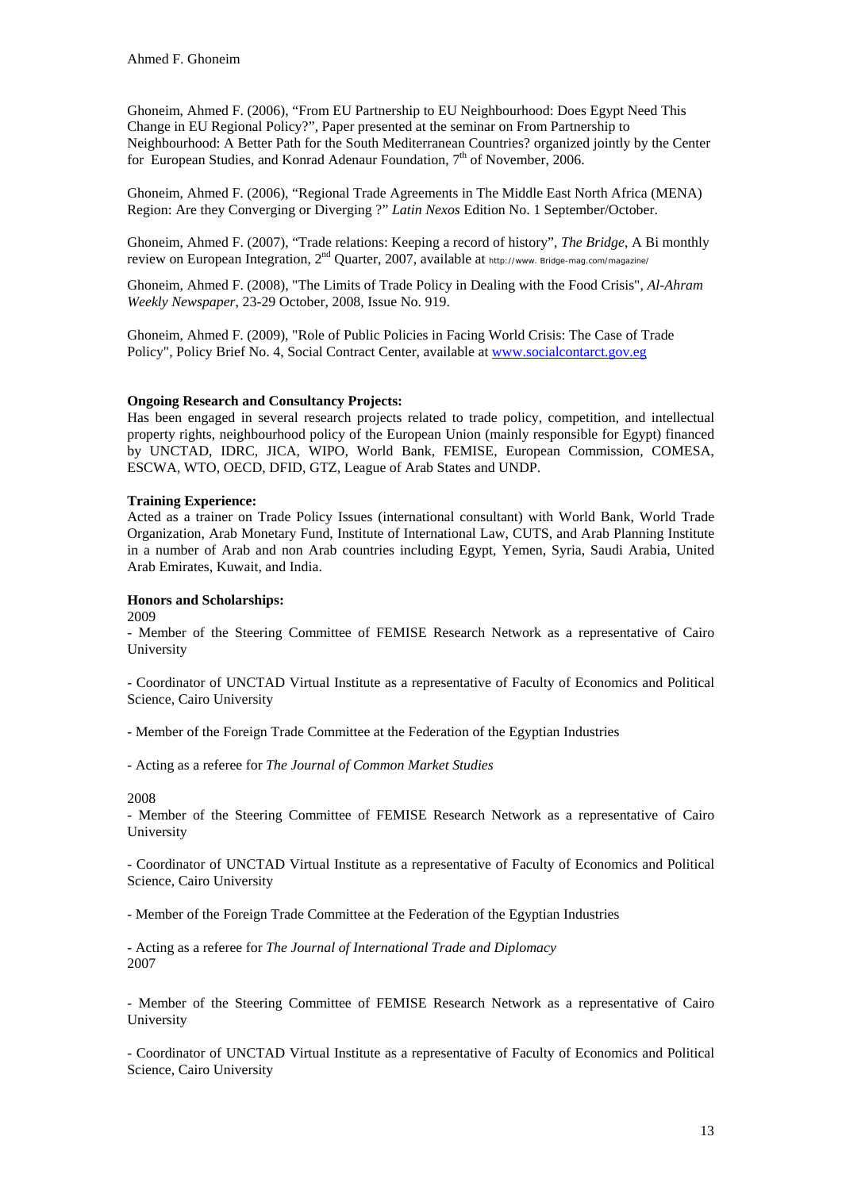Ghoneim, Ahmed F. (2006), "From EU Partnership to EU Neighbourhood: Does Egypt Need This Change in EU Regional Policy?", Paper presented at the seminar on From Partnership to Neighbourhood: A Better Path for the South Mediterranean Countries? organized jointly by the Center for European Studies, and Konrad Adenaur Foundation, 7th of November, 2006.

Ghoneim, Ahmed F. (2006), "Regional Trade Agreements in The Middle East North Africa (MENA) Region: Are they Converging or Diverging ?" *Latin Nexos* Edition No. 1 September/October.

Ghoneim, Ahmed F. (2007), "Trade relations: Keeping a record of history", *The Bridge*, A Bi monthly review on European Integration, 2nd Quarter, 2007, available at http://www. Bridge-mag.com/magazine/

Ghoneim, Ahmed F. (2008), "The Limits of Trade Policy in Dealing with the Food Crisis", *Al-Ahram Weekly Newspaper*, 23-29 October, 2008, Issue No. 919.

Ghoneim, Ahmed F. (2009), "Role of Public Policies in Facing World Crisis: The Case of Trade Policy", Policy Brief No. 4, Social Contract Center, available at www.socialcontarct.gov.eg

**Ongoing Research and Consultancy Projects:**

Has been engaged in several research projects related to trade policy, competition, and intellectual property rights, neighbourhood policy of the European Union (mainly responsible for Egypt) financed by UNCTAD, IDRC, JICA, WIPO, World Bank, FEMISE, European Commission, COMESA, ESCWA, WTO, OECD, DFID, GTZ, League of Arab States and UNDP.

**Training Experience:**

Acted as a trainer on Trade Policy Issues (international consultant) with World Bank, World Trade Organization, Arab Monetary Fund, Institute of International Law, CUTS, and Arab Planning Institute in a number of Arab and non Arab countries including Egypt, Yemen, Syria, Saudi Arabia, United Arab Emirates, Kuwait, and India.

**Honors and Scholarships:**

2009

- Member of the Steering Committee of FEMISE Research Network as a representative of Cairo University

- Coordinator of UNCTAD Virtual Institute as a representative of Faculty of Economics and Political Science, Cairo University

- Member of the Foreign Trade Committee at the Federation of the Egyptian Industries

- Acting as a referee for *The Journal of Common Market Studies*

2008

- Member of the Steering Committee of FEMISE Research Network as a representative of Cairo University

- Coordinator of UNCTAD Virtual Institute as a representative of Faculty of Economics and Political Science, Cairo University

- Member of the Foreign Trade Committee at the Federation of the Egyptian Industries

- Acting as a referee for *The Journal of International Trade and Diplomacy*

2007

- Member of the Steering Committee of FEMISE Research Network as a representative of Cairo University

- Coordinator of UNCTAD Virtual Institute as a representative of Faculty of Economics and Political Science, Cairo University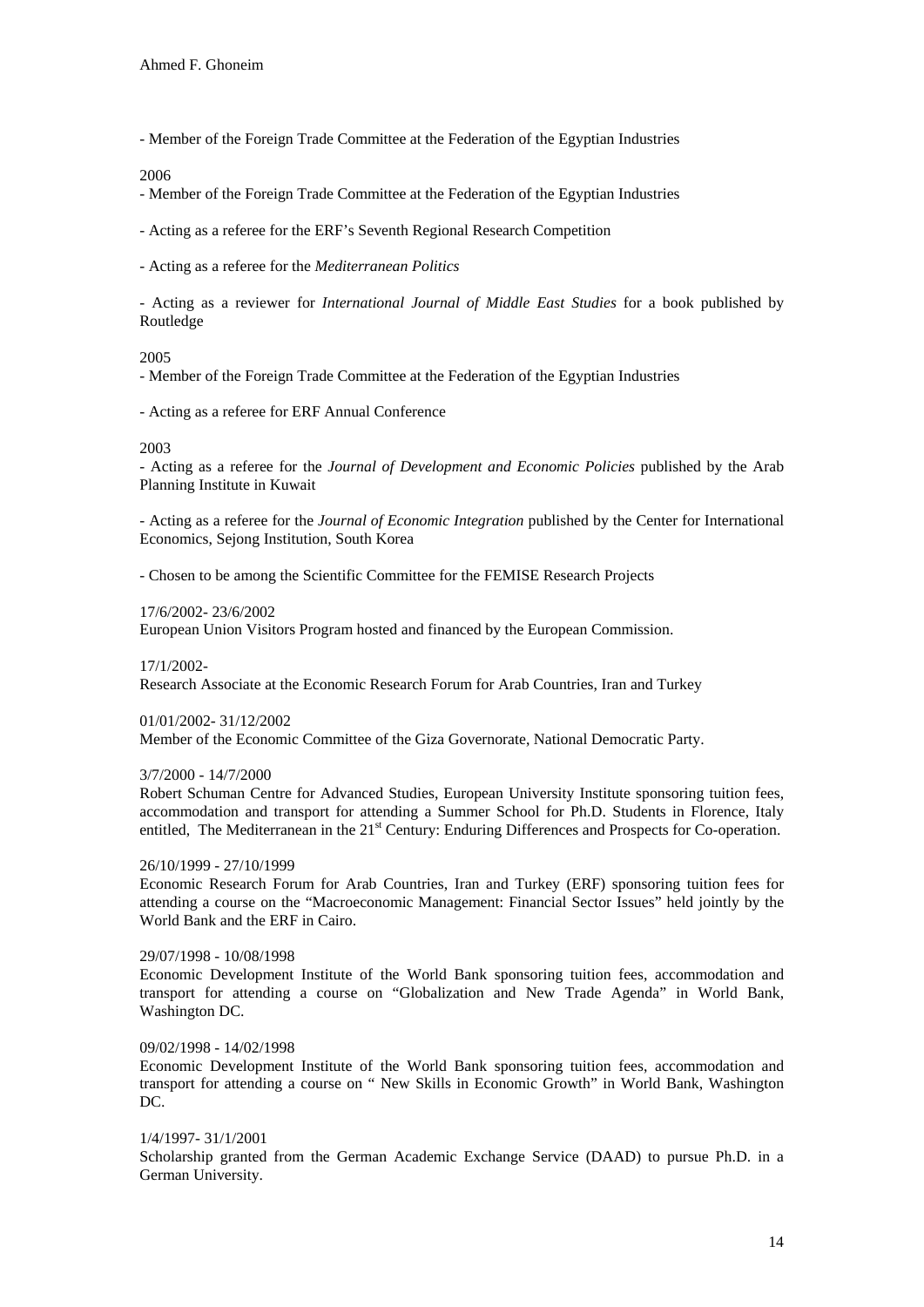- Member of the Foreign Trade Committee at the Federation of the Egyptian Industries

2006

- Member of the Foreign Trade Committee at the Federation of the Egyptian Industries

- Acting as a referee for the ERF's Seventh Regional Research Competition

- Acting as a referee for the *Mediterranean Politics*

- Acting as a reviewer for *International Journal of Middle East Studies* for a book published by Routledge

2005

- Member of the Foreign Trade Committee at the Federation of the Egyptian Industries

- Acting as a referee for ERF Annual Conference

2003

- Acting as a referee for the *Journal of Development and Economic Policies* published by the Arab Planning Institute in Kuwait

- Acting as a referee for the *Journal of Economic Integration* published by the Center for International Economics, Sejong Institution, South Korea

- Chosen to be among the Scientific Committee for the FEMISE Research Projects

17/6/2002- 23/6/2002
European Union Visitors Program hosted and financed by the European Commission.

17/1/2002-
Research Associate at the Economic Research Forum for Arab Countries, Iran and Turkey

01/01/2002- 31/12/2002
Member of the Economic Committee of the Giza Governorate, National Democratic Party.

3/7/2000 - 14/7/2000
Robert Schuman Centre for Advanced Studies, European University Institute sponsoring tuition fees, accommodation and transport for attending a Summer School for Ph.D. Students in Florence, Italy entitled, The Mediterranean in the 21st Century: Enduring Differences and Prospects for Co-operation.

26/10/1999 - 27/10/1999
Economic Research Forum for Arab Countries, Iran and Turkey (ERF) sponsoring tuition fees for attending a course on the "Macroeconomic Management: Financial Sector Issues" held jointly by the World Bank and the ERF in Cairo.

29/07/1998 - 10/08/1998
Economic Development Institute of the World Bank sponsoring tuition fees, accommodation and transport for attending a course on "Globalization and New Trade Agenda" in World Bank, Washington DC.

09/02/1998 - 14/02/1998
Economic Development Institute of the World Bank sponsoring tuition fees, accommodation and transport for attending a course on " New Skills in Economic Growth" in World Bank, Washington DC.

1/4/1997- 31/1/2001
Scholarship granted from the German Academic Exchange Service (DAAD) to pursue Ph.D. in a German University.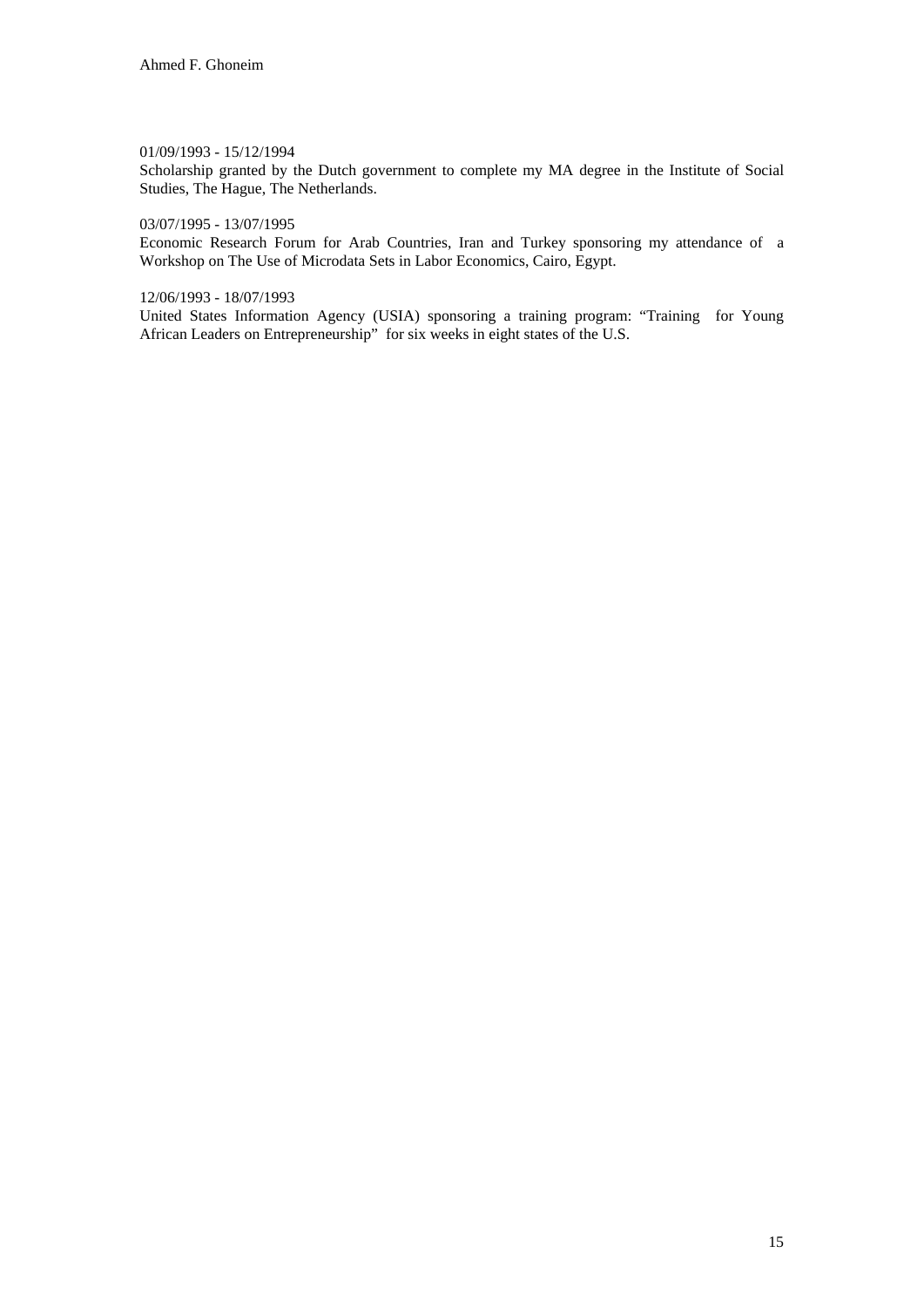01/09/1993 - 15/12/1994
Scholarship granted by the Dutch government to complete my MA degree in the Institute of Social Studies, The Hague, The Netherlands.

03/07/1995 - 13/07/1995
Economic Research Forum for Arab Countries, Iran and Turkey sponsoring my attendance of a Workshop on The Use of Microdata Sets in Labor Economics, Cairo, Egypt.

12/06/1993 - 18/07/1993
United States Information Agency (USIA) sponsoring a training program: "Training for Young African Leaders on Entrepreneurship" for six weeks in eight states of the U.S.